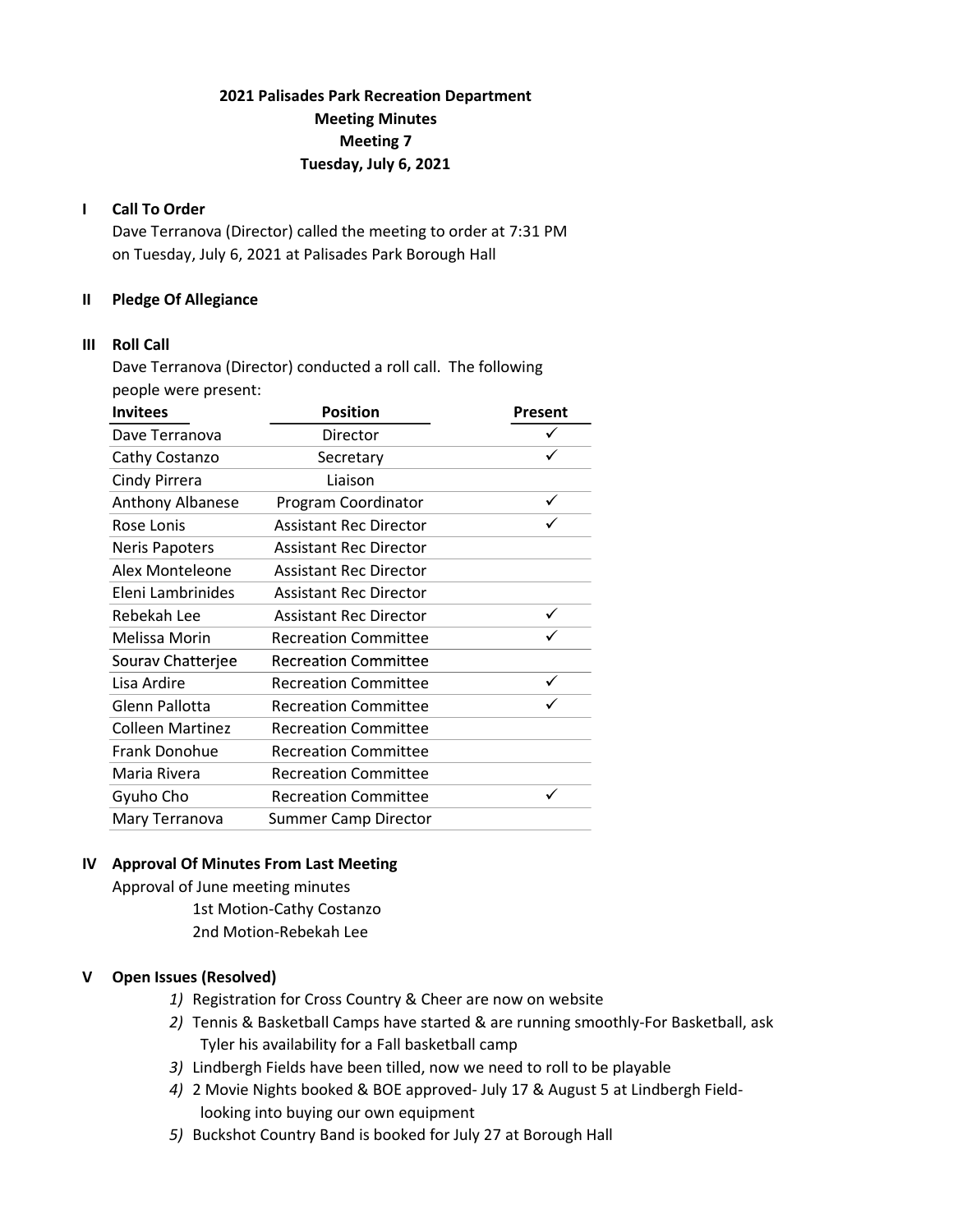# 2021 Palisades Park Recreation Department
## Meeting Minutes
## Meeting 7
## Tuesday, July 6, 2021

**I Call To Order**

Dave Terranova (Director) called the meeting to order at 7:31 PM on Tuesday, July 6, 2021 at Palisades Park Borough Hall

**II Pledge Of Allegiance**

**III Roll Call**

Dave Terranova (Director) conducted a roll call. The following people were present:

| Invitees | Position | Present |
|---|---|---|
| Dave Terranova | Director | ✓ |
| Cathy Costanzo | Secretary | ✓ |
| Cindy Pirrera | Liaison | |
| Anthony Albanese | Program Coordinator | ✓ |
| Rose Lonis | Assistant Rec Director | ✓ |
| Neris Papoters | Assistant Rec Director | |
| Alex Monteleone | Assistant Rec Director | |
| Eleni Lambrinides | Assistant Rec Director | |
| Rebekah Lee | Assistant Rec Director | ✓ |
| Melissa Morin | Recreation Committee | ✓ |
| Sourav Chatterjee | Recreation Committee | |
| Lisa Ardire | Recreation Committee | ✓ |
| Glenn Pallotta | Recreation Committee | ✓ |
| Colleen Martinez | Recreation Committee | |
| Frank Donohue | Recreation Committee | |
| Maria Rivera | Recreation Committee | |
| Gyuho Cho | Recreation Committee | ✓ |
| Mary Terranova | Summer Camp Director | |

**IV Approval Of Minutes From Last Meeting**

Approval of June meeting minutes

1st Motion-Cathy Costanzo
2nd Motion-Rebekah Lee

**V Open Issues (Resolved)**

1) Registration for Cross Country & Cheer are now on website
2) Tennis & Basketball Camps have started & are running smoothly-For Basketball, ask Tyler his availability for a Fall basketball camp
3) Lindbergh Fields have been tilled, now we need to roll to be playable
4) 2 Movie Nights booked & BOE approved- July 17 & August 5 at Lindbergh Field- looking into buying our own equipment
5) Buckshot Country Band is booked for July 27 at Borough Hall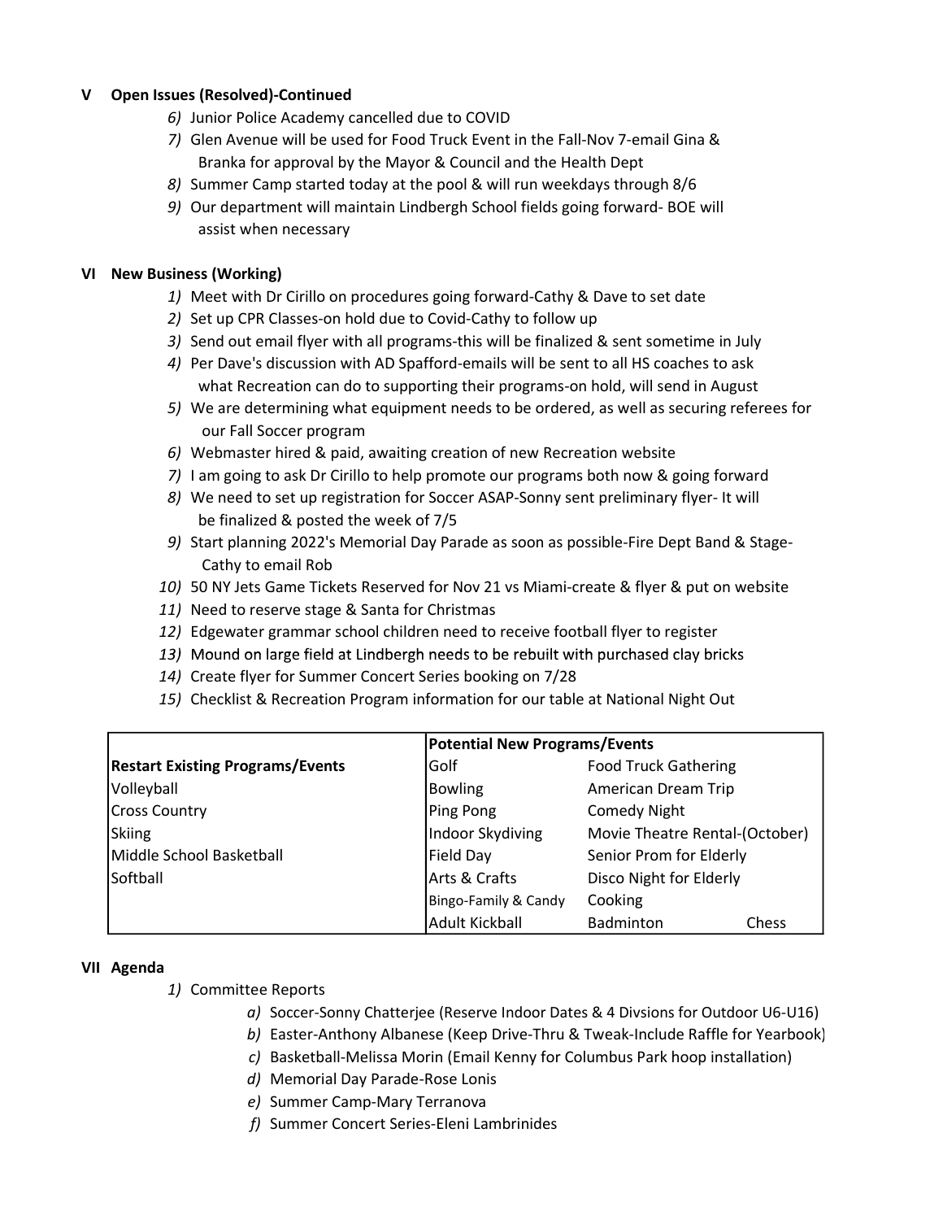## V Open Issues (Resolved)-Continued

6) Junior Police Academy cancelled due to COVID
7) Glen Avenue will be used for Food Truck Event in the Fall-Nov 7-email Gina & Branka for approval by the Mayor & Council and the Health Dept
8) Summer Camp started today at the pool & will run weekdays through 8/6
9) Our department will maintain Lindbergh School fields going forward- BOE will assist when necessary

## VI New Business (Working)

1) Meet with Dr Cirillo on procedures going forward-Cathy & Dave to set date
2) Set up CPR Classes-on hold due to Covid-Cathy to follow up
3) Send out email flyer with all programs-this will be finalized & sent sometime in July
4) Per Dave's discussion with AD Spafford-emails will be sent to all HS coaches to ask what Recreation can do to supporting their programs-on hold, will send in August
5) We are determining what equipment needs to be ordered, as well as securing referees for our Fall Soccer program
6) Webmaster hired & paid, awaiting creation of new Recreation website
7) I am going to ask Dr Cirillo to help promote our programs both now & going forward
8) We need to set up registration for Soccer ASAP-Sonny sent preliminary flyer- It will be finalized & posted the week of 7/5
9) Start planning 2022's Memorial Day Parade as soon as possible-Fire Dept Band & Stage-Cathy to email Rob
10) 50 NY Jets Game Tickets Reserved for Nov 21 vs Miami-create & flyer & put on website
11) Need to reserve stage & Santa for Christmas
12) Edgewater grammar school children need to receive football flyer to register
13) Mound on large field at Lindbergh needs to be rebuilt with purchased clay bricks
14) Create flyer for Summer Concert Series booking on 7/28
15) Checklist & Recreation Program information for our table at National Night Out

| | **Potential New Programs/Events** | | |
|---|---|---|---|
| **Restart Existing Programs/Events** | Golf | Food Truck Gathering | |
| Volleyball | Bowling | American Dream Trip | |
| Cross Country | Ping Pong | Comedy Night | |
| Skiing | Indoor Skydiving | Movie Theatre Rental-(October) | |
| Middle School Basketball | Field Day | Senior Prom for Elderly | |
| Softball | Arts & Crafts | Disco Night for Elderly | |
| | Bingo-Family & Candy | Cooking | |
| | Adult Kickball | Badminton | Chess |

## VII Agenda

1) Committee Reports
   a) Soccer-Sonny Chatterjee (Reserve Indoor Dates & 4 Divsions for Outdoor U6-U16)
   b) Easter-Anthony Albanese (Keep Drive-Thru & Tweak-Include Raffle for Yearbook)
   c) Basketball-Melissa Morin (Email Kenny for Columbus Park hoop installation)
   d) Memorial Day Parade-Rose Lonis
   e) Summer Camp-Mary Terranova
   f) Summer Concert Series-Eleni Lambrinides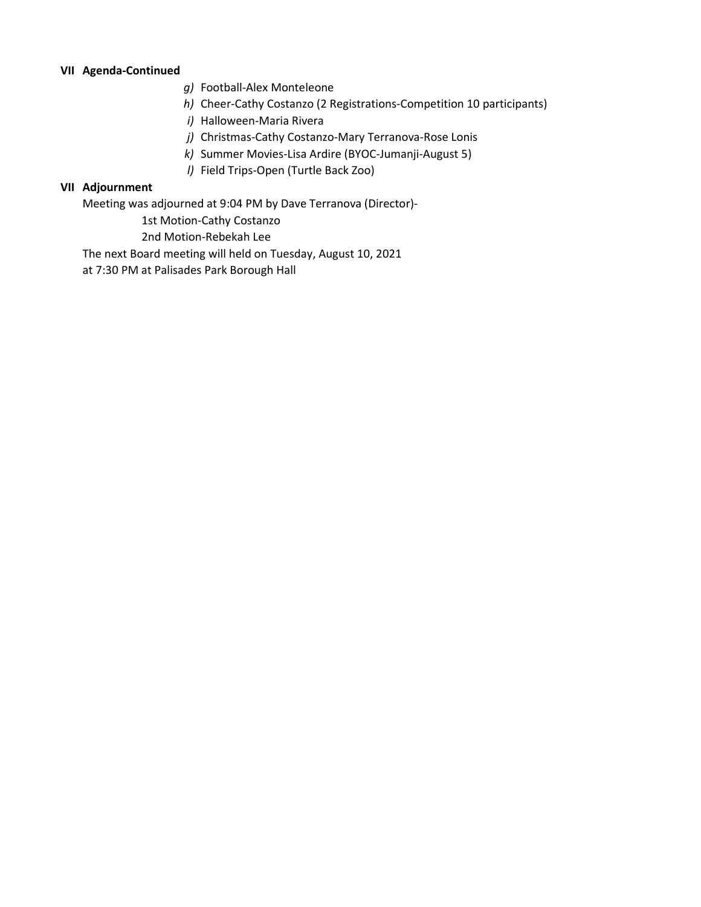**VII Agenda-Continued**

*g)* Football-Alex Monteleone
*h)* Cheer-Cathy Costanzo (2 Registrations-Competition 10 participants)
*i)* Halloween-Maria Rivera
*j)* Christmas-Cathy Costanzo-Mary Terranova-Rose Lonis
*k)* Summer Movies-Lisa Ardire (BYOC-Jumanji-August 5)
*l)* Field Trips-Open (Turtle Back Zoo)

**VII Adjournment**

Meeting was adjourned at 9:04 PM by Dave Terranova (Director)-

1st Motion-Cathy Costanzo
2nd Motion-Rebekah Lee

The next Board meeting will held on Tuesday, August 10, 2021
at 7:30 PM at Palisades Park Borough Hall